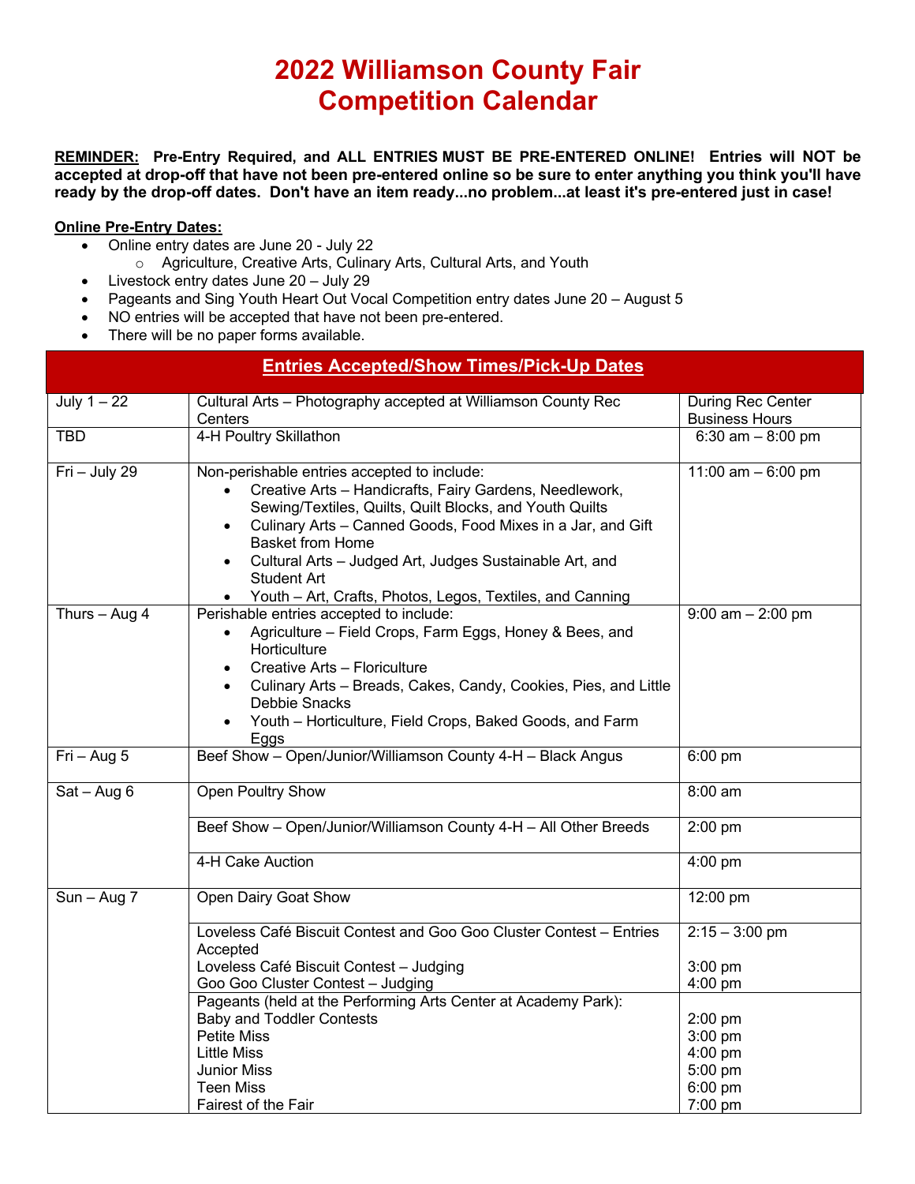# 2022 Williamson County Fair
# Competition Calendar

**REMINDER: Pre-Entry Required, and ALL ENTRIES MUST BE PRE-ENTERED ONLINE! Entries will NOT be accepted at drop-off that have not been pre-entered online so be sure to enter anything you think you'll have ready by the drop-off dates. Don't have an item ready...no problem...at least it's pre-entered just in case!**

**Online Pre-Entry Dates:**

- Online entry dates are June 20 - July 22
  - Agriculture, Creative Arts, Culinary Arts, Cultural Arts, and Youth
- Livestock entry dates June 20 – July 29
- Pageants and Sing Youth Heart Out Vocal Competition entry dates June 20 – August 5
- NO entries will be accepted that have not been pre-entered.
- There will be no paper forms available.

| Entries Accepted/Show Times/Pick-Up Dates | | |
|---|---|---|
| July 1 – 22 | Cultural Arts – Photography accepted at Williamson County Rec Centers | During Rec Center Business Hours |
| TBD | 4-H Poultry Skillathon | 6:30 am – 8:00 pm |
| Fri – July 29 | Non-perishable entries accepted to include:<br>• Creative Arts – Handicrafts, Fairy Gardens, Needlework, Sewing/Textiles, Quilts, Quilt Blocks, and Youth Quilts<br>• Culinary Arts – Canned Goods, Food Mixes in a Jar, and Gift Basket from Home<br>• Cultural Arts – Judged Art, Judges Sustainable Art, and Student Art<br>• Youth – Art, Crafts, Photos, Legos, Textiles, and Canning | 11:00 am – 6:00 pm |
| Thurs – Aug 4 | Perishable entries accepted to include:<br>• Agriculture – Field Crops, Farm Eggs, Honey & Bees, and Horticulture<br>• Creative Arts – Floriculture<br>• Culinary Arts – Breads, Cakes, Candy, Cookies, Pies, and Little Debbie Snacks<br>• Youth – Horticulture, Field Crops, Baked Goods, and Farm Eggs | 9:00 am – 2:00 pm |
| Fri – Aug 5 | Beef Show – Open/Junior/Williamson County 4-H – Black Angus | 6:00 pm |
| Sat – Aug 6 | Open Poultry Show | 8:00 am |
| | Beef Show – Open/Junior/Williamson County 4-H – All Other Breeds | 2:00 pm |
| | 4-H Cake Auction | 4:00 pm |
| Sun – Aug 7 | Open Dairy Goat Show | 12:00 pm |
| | Loveless Café Biscuit Contest and Goo Goo Cluster Contest – Entries Accepted<br>Loveless Café Biscuit Contest – Judging<br>Goo Goo Cluster Contest – Judging | 2:15 – 3:00 pm<br><br>3:00 pm<br>4:00 pm |
| | Pageants (held at the Performing Arts Center at Academy Park):<br>Baby and Toddler Contests<br>Petite Miss<br>Little Miss<br>Junior Miss<br>Teen Miss<br>Fairest of the Fair | <br>2:00 pm<br>3:00 pm<br>4:00 pm<br>5:00 pm<br>6:00 pm<br>7:00 pm |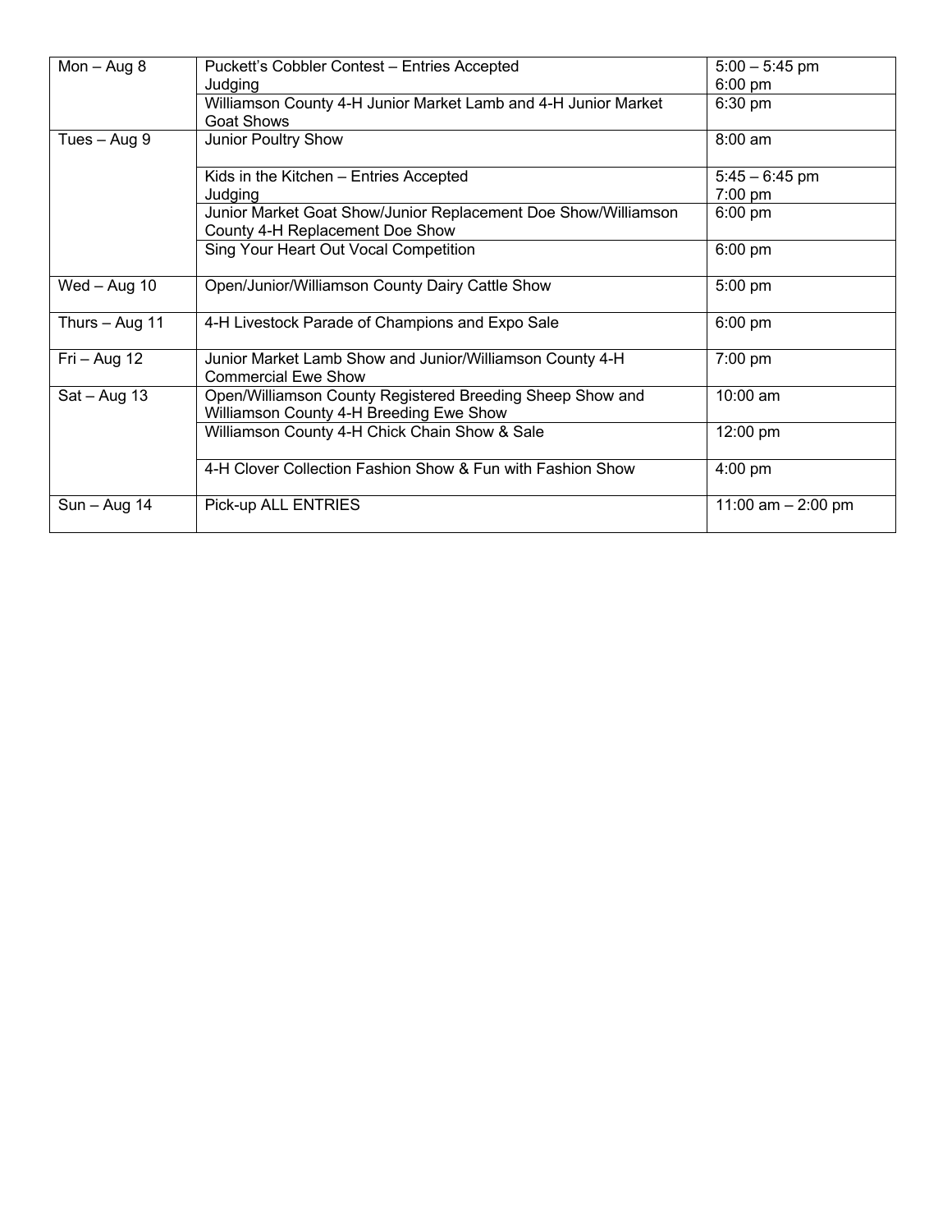| | | |
|---|---|---|
| Mon – Aug 8 | Puckett's Cobbler Contest – Entries Accepted<br>Judging | 5:00 – 5:45 pm<br>6:00 pm |
| | Williamson County 4-H Junior Market Lamb and 4-H Junior Market Goat Shows | 6:30 pm |
| Tues – Aug 9 | Junior Poultry Show | 8:00 am |
| | Kids in the Kitchen – Entries Accepted<br>Judging | 5:45 – 6:45 pm<br>7:00 pm |
| | Junior Market Goat Show/Junior Replacement Doe Show/Williamson County 4-H Replacement Doe Show | 6:00 pm |
| | Sing Your Heart Out Vocal Competition | 6:00 pm |
| Wed – Aug 10 | Open/Junior/Williamson County Dairy Cattle Show | 5:00 pm |
| Thurs – Aug 11 | 4-H Livestock Parade of Champions and Expo Sale | 6:00 pm |
| Fri – Aug 12 | Junior Market Lamb Show and Junior/Williamson County 4-H Commercial Ewe Show | 7:00 pm |
| Sat – Aug 13 | Open/Williamson County Registered Breeding Sheep Show and Williamson County 4-H Breeding Ewe Show | 10:00 am |
| | Williamson County 4-H Chick Chain Show & Sale | 12:00 pm |
| | 4-H Clover Collection Fashion Show & Fun with Fashion Show | 4:00 pm |
| Sun – Aug 14 | Pick-up ALL ENTRIES | 11:00 am – 2:00 pm |